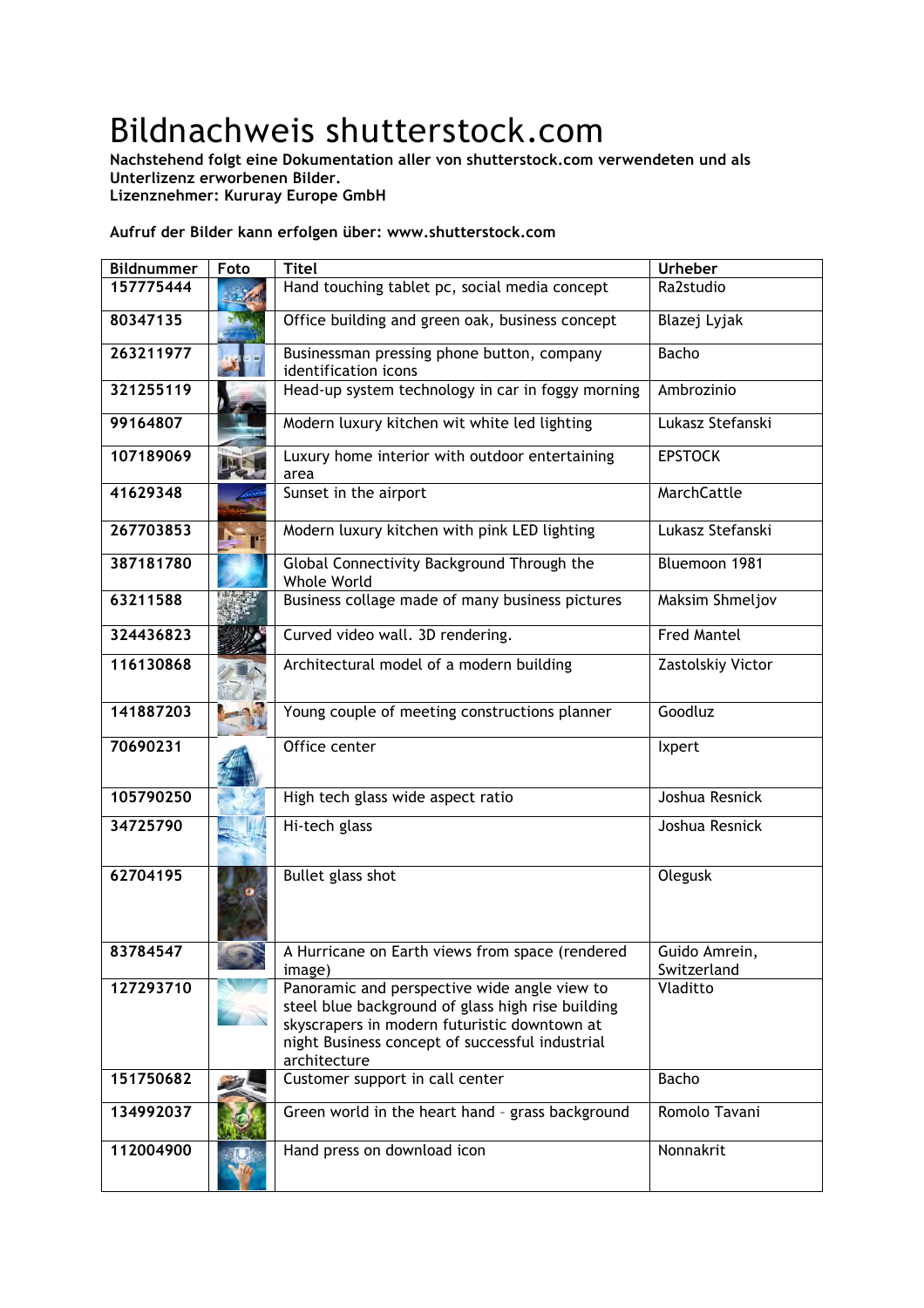# Bildnachweis shutterstock.com

**Nachstehend folgt eine Dokumentation aller von shutterstock.com verwendeten und als Unterlizenz erworbenen Bilder.**
**Lizenznehmer: Kururay Europe GmbH**

**Aufruf der Bilder kann erfolgen über: www.shutterstock.com**

| Bildnummer | Foto | Titel | Urheber |
|---|---|---|---|
| **157775444** | | Hand touching tablet pc, social media concept | Ra2studio |
| **80347135** | | Office building and green oak, business concept | Blazej Lyjak |
| **263211977** | | Businessman pressing phone button, company identification icons | Bacho |
| **321255119** | | Head-up system technology in car in foggy morning | Ambrozinio |
| **99164807** | | Modern luxury kitchen wit white led lighting | Lukasz Stefanski |
| **107189069** | | Luxury home interior with outdoor entertaining area | EPSTOCK |
| **41629348** | | Sunset in the airport | MarchCattle |
| **267703853** | | Modern luxury kitchen with pink LED lighting | Lukasz Stefanski |
| **387181780** | | Global Connectivity Background Through the Whole World | Bluemoon 1981 |
| **63211588** | | Business collage made of many business pictures | Maksim Shmeljov |
| **324436823** | | Curved video wall. 3D rendering. | Fred Mantel |
| **116130868** | | Architectural model of a modern building | Zastolskiy Victor |
| **141887203** | | Young couple of meeting constructions planner | Goodluz |
| **70690231** | | Office center | Ixpert |
| **105790250** | | High tech glass wide aspect ratio | Joshua Resnick |
| **34725790** | | Hi-tech glass | Joshua Resnick |
| **62704195** | | Bullet glass shot | Olegusk |
| **83784547** | | A Hurricane on Earth views from space (rendered image) | Guido Amrein, Switzerland |
| **127293710** | | Panoramic and perspective wide angle view to steel blue background of glass high rise building skyscrapers in modern futuristic downtown at night Business concept of successful industrial architecture | Vladitto |
| **151750682** | | Customer support in call center | Bacho |
| **134992037** | | Green world in the heart hand - grass background | Romolo Tavani |
| **112004900** | | Hand press on download icon | Nonnakrit |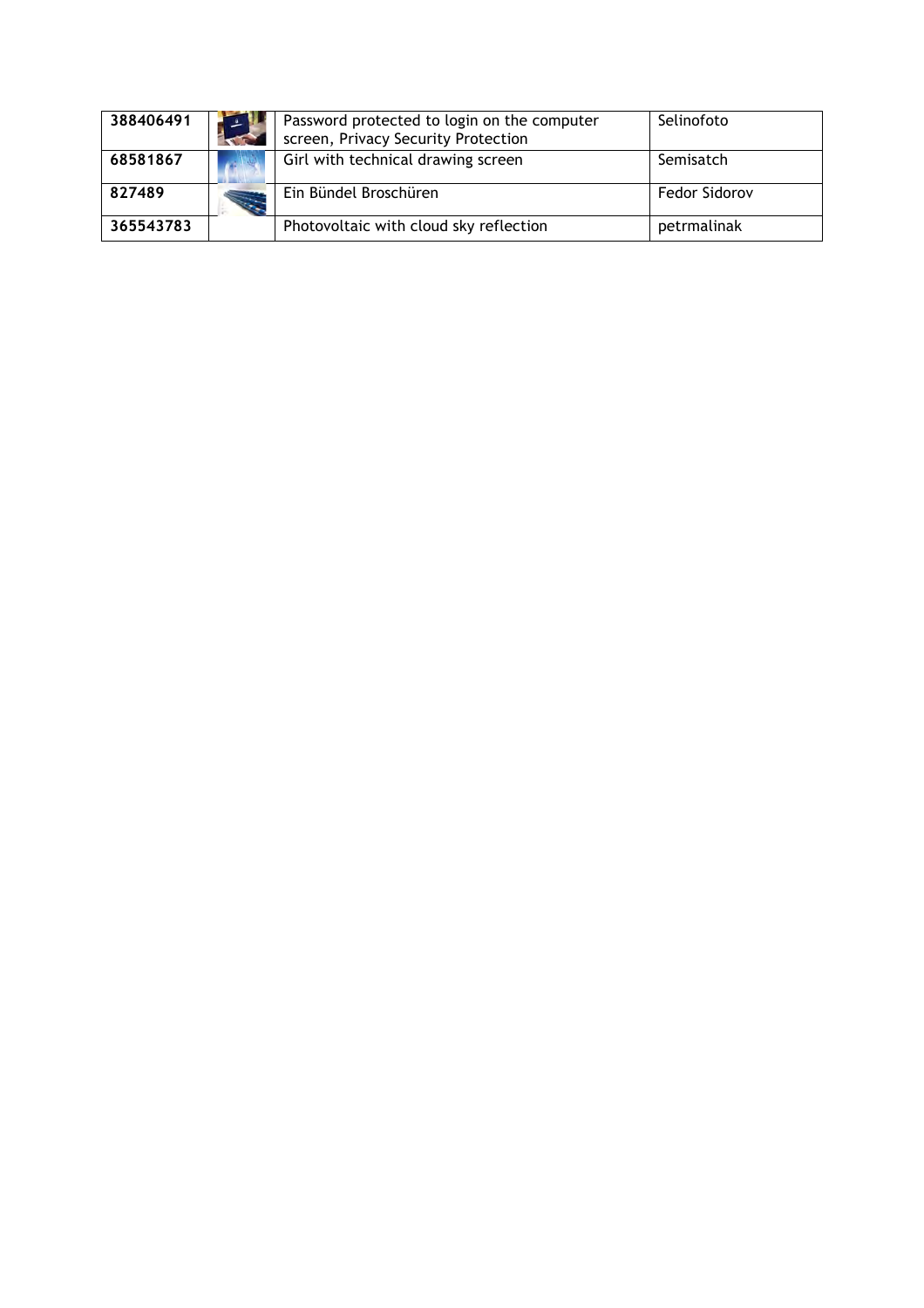| | | | |
|---|---|---|---|
| **388406491** | | Password protected to login on the computer screen, Privacy Security Protection | Selinofoto |
| **68581867** | | Girl with technical drawing screen | Semisatch |
| **827489** | | Ein Bündel Broschüren | Fedor Sidorov |
| **365543783** | | Photovoltaic with cloud sky reflection | petrmalinak |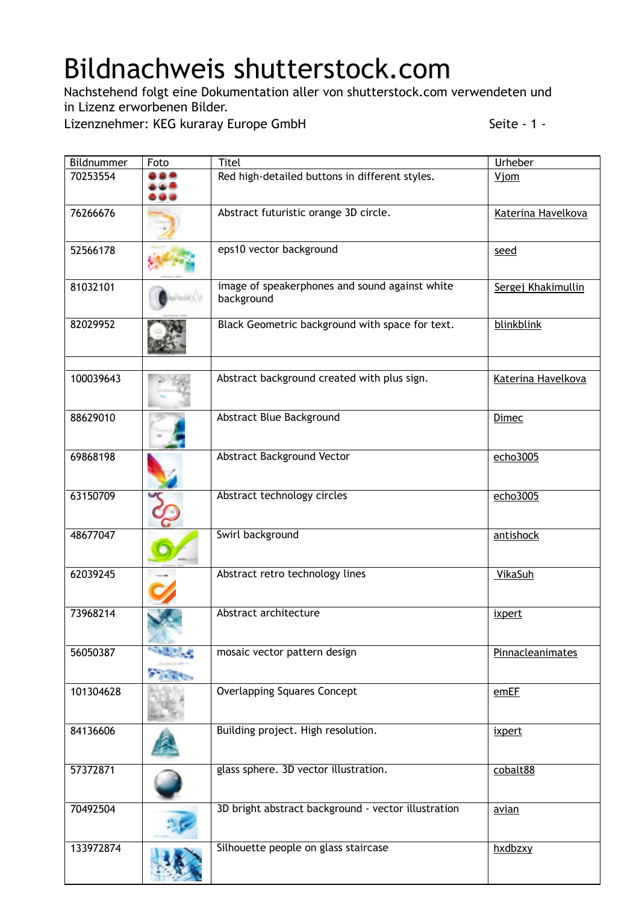# Bildnachweis shutterstock.com

Nachstehend folgt eine Dokumentation aller von shutterstock.com verwendeten und in Lizenz erworbenen Bilder.

Lizenznehmer: KEG kuraray Europe GmbH

Seite - 1 -

| Bildnummer | Foto | Titel | Urheber |
|---|---|---|---|
| 70253554 | | Red high-detailed buttons in different styles. | Vjom |
| 76266676 | | Abstract futuristic orange 3D circle. | Katerina Havelkova |
| 52566178 | | eps10 vector background | seed |
| 81032101 | | image of speakerphones and sound against white background | Sergej Khakimullin |
| 82029952 | | Black Geometric background with space for text. | blinkblink |
| | | | |
| 100039643 | | Abstract background created with plus sign. | Katerina Havelkova |
| 88629010 | | Abstract Blue Background | Dimec |
| 69868198 | | Abstract Background Vector | echo3005 |
| 63150709 | | Abstract technology circles | echo3005 |
| 48677047 | | Swirl background | antishock |
| 62039245 | | Abstract retro technology lines | VikaSuh |
| 73968214 | | Abstract architecture | ixpert |
| 56050387 | | mosaic vector pattern design | Pinnacleanimates |
| 101304628 | | Overlapping Squares Concept | emEF |
| 84136606 | | Building project. High resolution. | ixpert |
| 57372871 | | glass sphere. 3D vector illustration. | cobalt88 |
| 70492504 | | 3D bright abstract background - vector illustration | avian |
| 133972874 | | Silhouette people on glass staircase | hxdbzxy |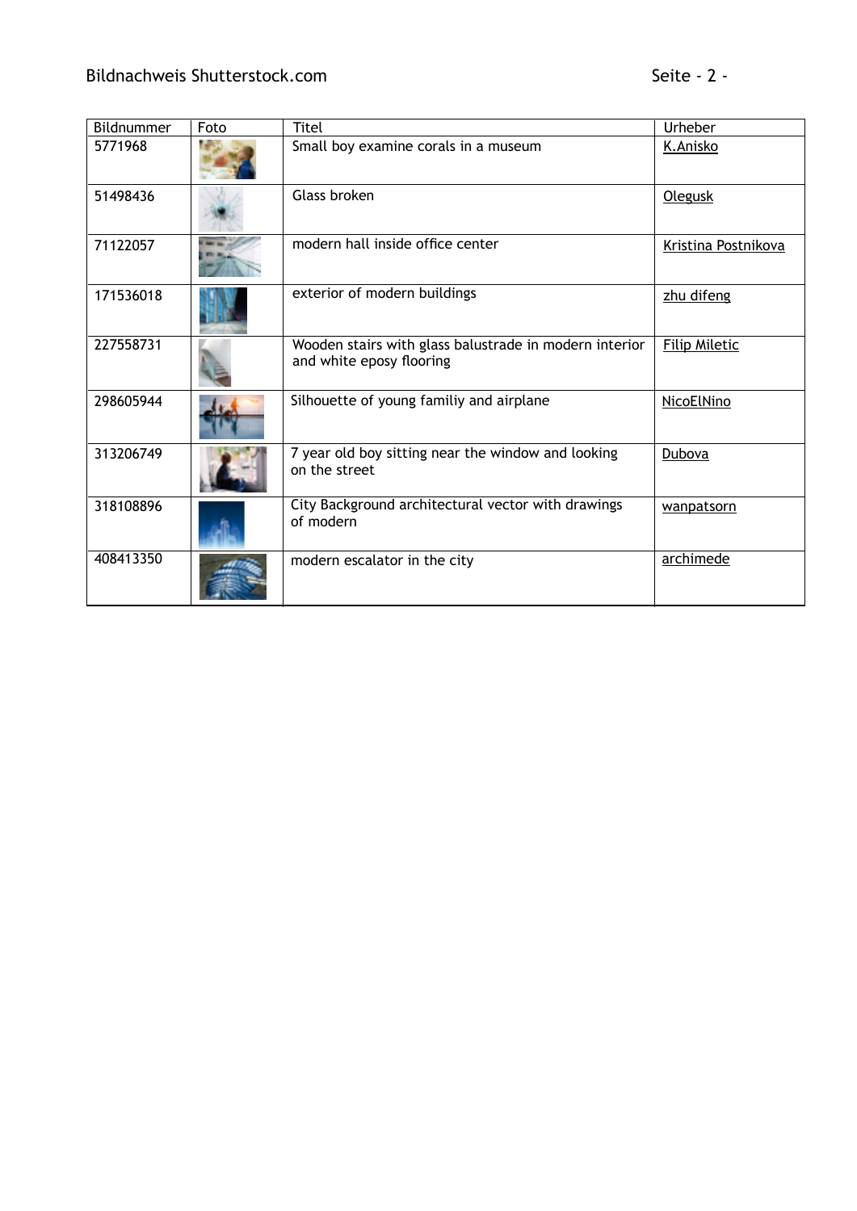| Bildnummer | Foto | Titel | Urheber |
|---|---|---|---|
| 5771968 | | Small boy examine corals in a museum | K.Anisko |
| 51498436 | | Glass broken | Olegusk |
| 71122057 | | modern hall inside office center | Kristina Postnikova |
| 171536018 | | exterior of modern buildings | zhu difeng |
| 227558731 | | Wooden stairs with glass balustrade in modern interior and white eposy flooring | Filip Miletic |
| 298605944 | | Silhouette of young familiy and airplane | NicoElNino |
| 313206749 | | 7 year old boy sitting near the window and looking on the street | Dubova |
| 318108896 | | City Background architectural vector with drawings of modern | wanpatsorn |
| 408413350 | | modern escalator in the city | archimede |